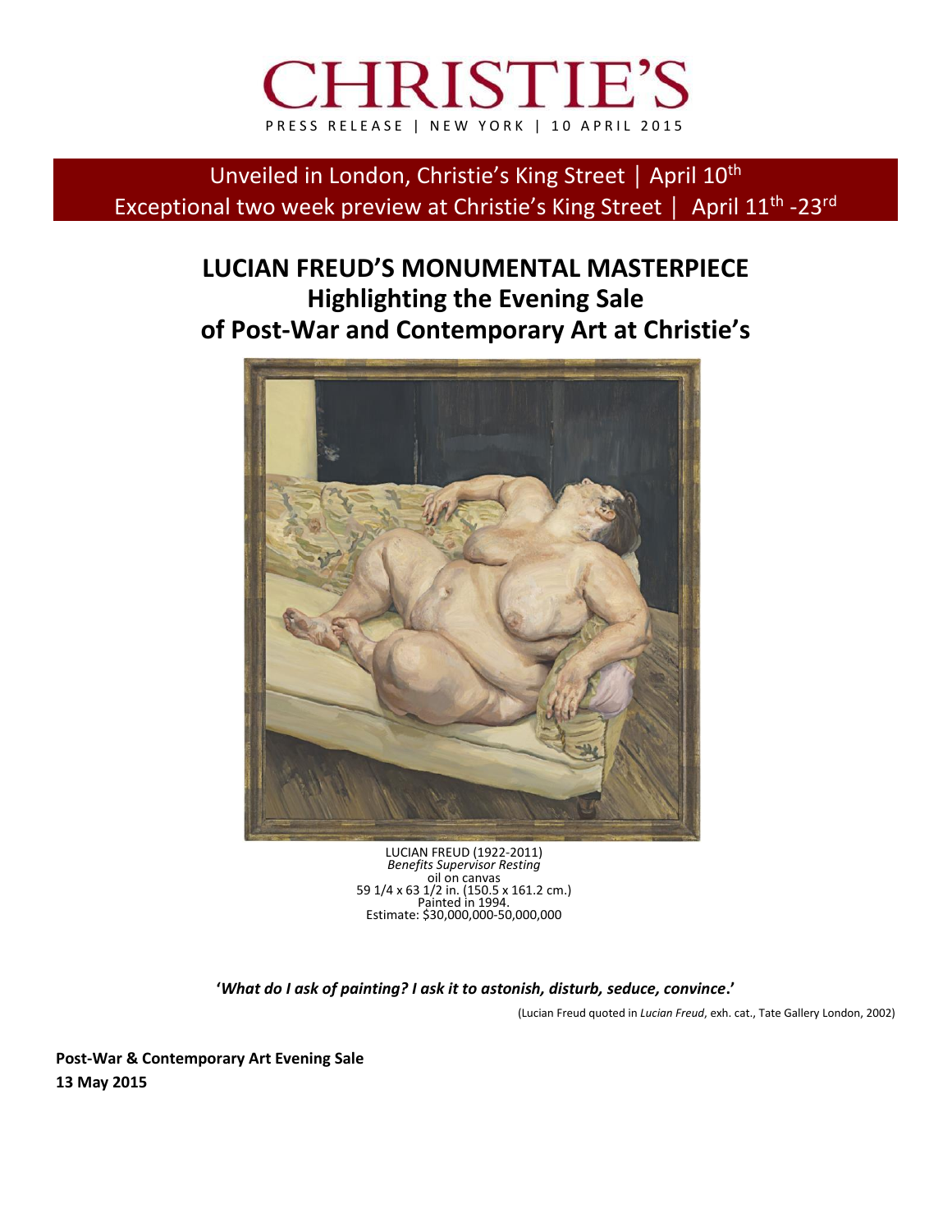# CHRISTIE'S

PRESS RELEASE | NEW YORK | 10 APRIL 2015

Unveiled in London, Christie's King Street | April 10th
Exceptional two week preview at Christie's King Street | April 11th -23rd

## LUCIAN FREUD'S MONUMENTAL MASTERPIECE
## Highlighting the Evening Sale
## of Post-War and Contemporary Art at Christie's

LUCIAN FREUD (1922-2011)
*Benefits Supervisor Resting*
oil on canvas
59 1/4 x 63 1/2 in. (150.5 x 161.2 cm.)
Painted in 1994.
Estimate: $30,000,000-50,000,000

**'*What do I ask of painting? I ask it to astonish, disturb, seduce, convince*.'**

(Lucian Freud quoted in *Lucian Freud*, exh. cat., Tate Gallery London, 2002)

**Post-War & Contemporary Art Evening Sale**
**13 May 2015**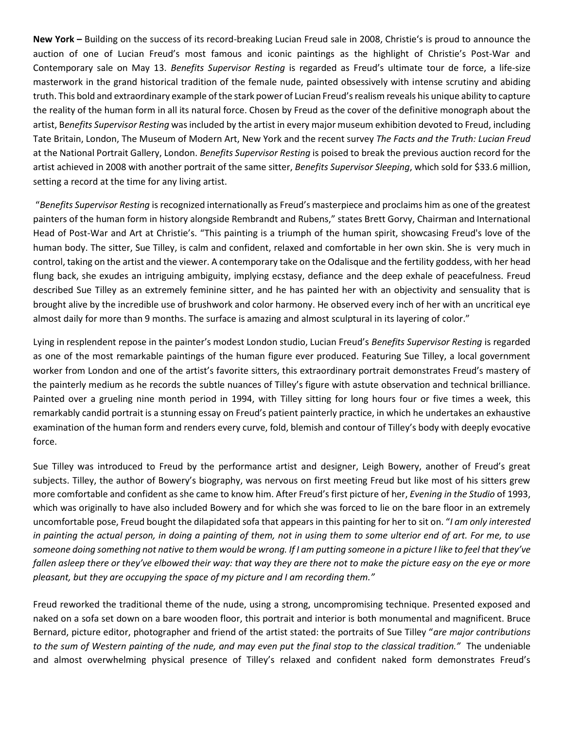**New York –** Building on the success of its record-breaking Lucian Freud sale in 2008, Christie's is proud to announce the auction of one of Lucian Freud's most famous and iconic paintings as the highlight of Christie's Post-War and Contemporary sale on May 13. *Benefits Supervisor Resting* is regarded as Freud's ultimate tour de force, a life-size masterwork in the grand historical tradition of the female nude, painted obsessively with intense scrutiny and abiding truth. This bold and extraordinary example of the stark power of Lucian Freud's realism reveals his unique ability to capture the reality of the human form in all its natural force. Chosen by Freud as the cover of the definitive monograph about the artist, B*enefits Supervisor Resting* was included by the artist in every major museum exhibition devoted to Freud, including Tate Britain, London, The Museum of Modern Art, New York and the recent survey *The Facts and the Truth: Lucian Freud* at the National Portrait Gallery, London. *Benefits Supervisor Resting* is poised to break the previous auction record for the artist achieved in 2008 with another portrait of the same sitter, *Benefits Supervisor Sleeping*, which sold for $33.6 million, setting a record at the time for any living artist.

"*Benefits Supervisor Resting* is recognized internationally as Freud's masterpiece and proclaims him as one of the greatest painters of the human form in history alongside Rembrandt and Rubens," states Brett Gorvy, Chairman and International Head of Post-War and Art at Christie's. "This painting is a triumph of the human spirit, showcasing Freud's love of the human body. The sitter, Sue Tilley, is calm and confident, relaxed and comfortable in her own skin. She is very much in control, taking on the artist and the viewer. A contemporary take on the Odalisque and the fertility goddess, with her head flung back, she exudes an intriguing ambiguity, implying ecstasy, defiance and the deep exhale of peacefulness. Freud described Sue Tilley as an extremely feminine sitter, and he has painted her with an objectivity and sensuality that is brought alive by the incredible use of brushwork and color harmony. He observed every inch of her with an uncritical eye almost daily for more than 9 months. The surface is amazing and almost sculptural in its layering of color."

Lying in resplendent repose in the painter's modest London studio, Lucian Freud's *Benefits Supervisor Resting* is regarded as one of the most remarkable paintings of the human figure ever produced. Featuring Sue Tilley, a local government worker from London and one of the artist's favorite sitters, this extraordinary portrait demonstrates Freud's mastery of the painterly medium as he records the subtle nuances of Tilley's figure with astute observation and technical brilliance. Painted over a grueling nine month period in 1994, with Tilley sitting for long hours four or five times a week, this remarkably candid portrait is a stunning essay on Freud's patient painterly practice, in which he undertakes an exhaustive examination of the human form and renders every curve, fold, blemish and contour of Tilley's body with deeply evocative force.

Sue Tilley was introduced to Freud by the performance artist and designer, Leigh Bowery, another of Freud's great subjects. Tilley, the author of Bowery's biography, was nervous on first meeting Freud but like most of his sitters grew more comfortable and confident as she came to know him. After Freud's first picture of her, *Evening in the Studio* of 1993, which was originally to have also included Bowery and for which she was forced to lie on the bare floor in an extremely uncomfortable pose, Freud bought the dilapidated sofa that appears in this painting for her to sit on. "*I am only interested in painting the actual person, in doing a painting of them, not in using them to some ulterior end of art. For me, to use someone doing something not native to them would be wrong. If I am putting someone in a picture I like to feel that they've fallen asleep there or they've elbowed their way: that way they are there not to make the picture easy on the eye or more pleasant, but they are occupying the space of my picture and I am recording them."*

Freud reworked the traditional theme of the nude, using a strong, uncompromising technique. Presented exposed and naked on a sofa set down on a bare wooden floor, this portrait and interior is both monumental and magnificent. Bruce Bernard, picture editor, photographer and friend of the artist stated: the portraits of Sue Tilley "*are major contributions to the sum of Western painting of the nude, and may even put the final stop to the classical tradition."* The undeniable and almost overwhelming physical presence of Tilley's relaxed and confident naked form demonstrates Freud's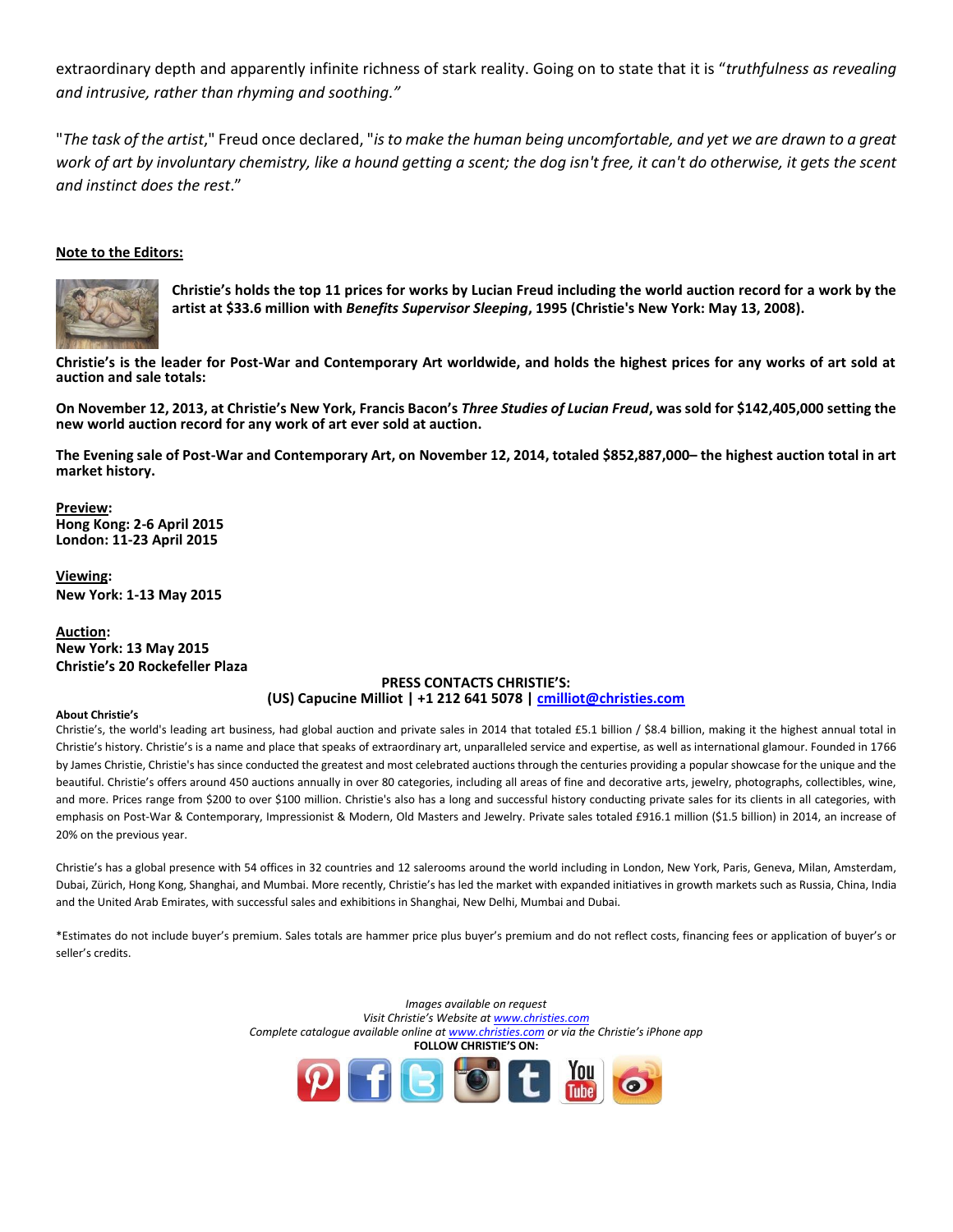extraordinary depth and apparently infinite richness of stark reality. Going on to state that it is "*truthfulness as revealing and intrusive, rather than rhyming and soothing."*

"*The task of the artist*," Freud once declared, "*is to make the human being uncomfortable, and yet we are drawn to a great work of art by involuntary chemistry, like a hound getting a scent; the dog isn't free, it can't do otherwise, it gets the scent and instinct does the rest*."

**Note to the Editors:**

**Christie's holds the top 11 prices for works by Lucian Freud including the world auction record for a work by the artist at $33.6 million with *Benefits Supervisor Sleeping*, 1995 (Christie's New York: May 13, 2008).**

**Christie's is the leader for Post-War and Contemporary Art worldwide, and holds the highest prices for any works of art sold at auction and sale totals:**

**On November 12, 2013, at Christie's New York, Francis Bacon's *Three Studies of Lucian Freud*, was sold for $142,405,000 setting the new world auction record for any work of art ever sold at auction.**

**The Evening sale of Post-War and Contemporary Art, on November 12, 2014, totaled $852,887,000– the highest auction total in art market history.**

**Preview:**
**Hong Kong: 2-6 April 2015**
**London: 11-23 April 2015**

**Viewing:**
**New York: 1-13 May 2015**

**Auction:**
**New York: 13 May 2015**
**Christie's 20 Rockefeller Plaza**

**PRESS CONTACTS CHRISTIE'S:**
**(US) Capucine Milliot | +1 212 641 5078 | cmilliot@christies.com**

**About Christie's**

Christie's, the world's leading art business, had global auction and private sales in 2014 that totaled £5.1 billion / $8.4 billion, making it the highest annual total in Christie's history. Christie's is a name and place that speaks of extraordinary art, unparalleled service and expertise, as well as international glamour. Founded in 1766 by James Christie, Christie's has since conducted the greatest and most celebrated auctions through the centuries providing a popular showcase for the unique and the beautiful. Christie's offers around 450 auctions annually in over 80 categories, including all areas of fine and decorative arts, jewelry, photographs, collectibles, wine, and more. Prices range from $200 to over $100 million. Christie's also has a long and successful history conducting private sales for its clients in all categories, with emphasis on Post-War & Contemporary, Impressionist & Modern, Old Masters and Jewelry. Private sales totaled £916.1 million ($1.5 billion) in 2014, an increase of 20% on the previous year.

Christie's has a global presence with 54 offices in 32 countries and 12 salerooms around the world including in London, New York, Paris, Geneva, Milan, Amsterdam, Dubai, Zürich, Hong Kong, Shanghai, and Mumbai. More recently, Christie's has led the market with expanded initiatives in growth markets such as Russia, China, India and the United Arab Emirates, with successful sales and exhibitions in Shanghai, New Delhi, Mumbai and Dubai.

*Estimates do not include buyer's premium. Sales totals are hammer price plus buyer's premium and do not reflect costs, financing fees or application of buyer's or seller's credits.

*Images available on request*
*Visit Christie's Website at www.christies.com*
*Complete catalogue available online at www.christies.com or via the Christie's iPhone app*
**FOLLOW CHRISTIE'S ON:**